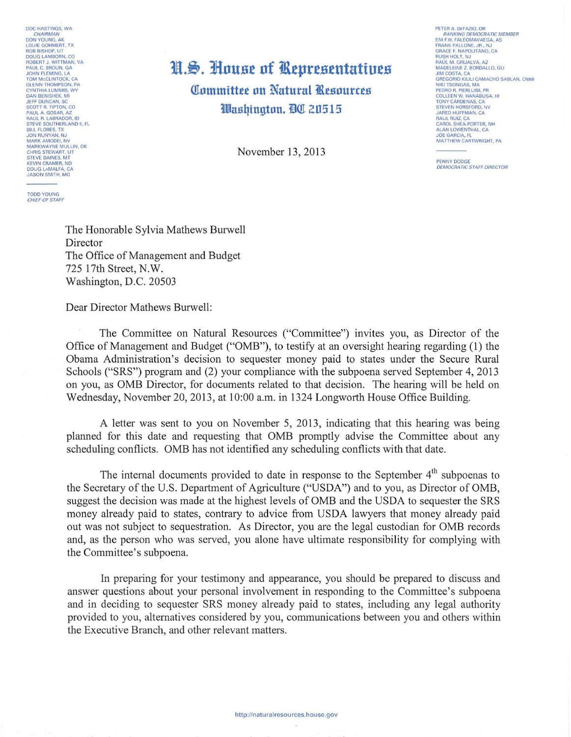DOC HASTINGS, WA
*CHAIRMAN*
DON YOUNG, AK
LOUIE GOHMERT, TX
ROB BISHOP, UT
DOUG LAMBORN, CO
ROBERT J. WITTMAN, VA
PAUL C. BROUN, GA
JOHN FLEMING, LA
TOM McCLINTOCK, CA
GLENN THOMPSON, PA
CYNTHIA LUMMIS, WY
DAN BENISHEK, MI
JEFF DUNCAN, SC
SCOTT R. TIPTON, CO
PAUL A. GOSAR, AZ
RAUL R. LABRADOR, ID
STEVE SOUTHERLAND II, FL
BILL FLORES, TX
JON RUNYAN, NJ
MARK AMODEI, NV
MARKWAYNE MULLIN, OK
CHRIS STEWART, UT
STEVE DAINES, MT
KEVIN CRAMER, ND
DOUG LaMALFA, CA
JASON SMITH, MO

TODD YOUNG
*CHIEF OF STAFF*

# U.S. House of Representatives

## Committee on Natural Resources

## Washington, DC 20515

PETER A. DeFAZIO, OR
*RANKING DEMOCRATIC MEMBER*
ENI F.H. FALEOMAVAEGA, AS
FRANK PALLONE, JR., NJ
GRACE F. NAPOLITANO, CA
RUSH HOLT, NJ
RAÚL M. GRIJALVA, AZ
MADELEINE Z. BORDALLO, GU
JIM COSTA, CA
GREGORIO KILILI CAMACHO SABLAN, CNMI
NIKI TSONGAS, MA
PEDRO R. PIERLUISI, PR
COLLEEN W. HANABUSA, HI
TONY CÁRDENAS, CA
STEVEN HORSFORD, NV
JARED HUFFMAN, CA
RAUL RUIZ, CA
CAROL SHEA-PORTER, NH
ALAN LOWENTHAL, CA
JOE GARCIA, FL
MATTHEW CARTWRIGHT, PA

PENNY DODGE
*DEMOCRATIC STAFF DIRECTOR*

November 13, 2013

The Honorable Sylvia Mathews Burwell
Director
The Office of Management and Budget
725 17th Street, N.W.
Washington, D.C. 20503

Dear Director Mathews Burwell:

The Committee on Natural Resources ("Committee") invites you, as Director of the Office of Management and Budget ("OMB"), to testify at an oversight hearing regarding (1) the Obama Administration's decision to sequester money paid to states under the Secure Rural Schools ("SRS") program and (2) your compliance with the subpoena served September 4, 2013 on you, as OMB Director, for documents related to that decision. The hearing will be held on Wednesday, November 20, 2013, at 10:00 a.m. in 1324 Longworth House Office Building.

A letter was sent to you on November 5, 2013, indicating that this hearing was being planned for this date and requesting that OMB promptly advise the Committee about any scheduling conflicts. OMB has not identified any scheduling conflicts with that date.

The internal documents provided to date in response to the September 4th subpoenas to the Secretary of the U.S. Department of Agriculture ("USDA") and to you, as Director of OMB, suggest the decision was made at the highest levels of OMB and the USDA to sequester the SRS money already paid to states, contrary to advice from USDA lawyers that money already paid out was not subject to sequestration. As Director, you are the legal custodian for OMB records and, as the person who was served, you alone have ultimate responsibility for complying with the Committee's subpoena.

In preparing for your testimony and appearance, you should be prepared to discuss and answer questions about your personal involvement in responding to the Committee's subpoena and in deciding to sequester SRS money already paid to states, including any legal authority provided to you, alternatives considered by you, communications between you and others within the Executive Branch, and other relevant matters.

http://naturalresources.house.gov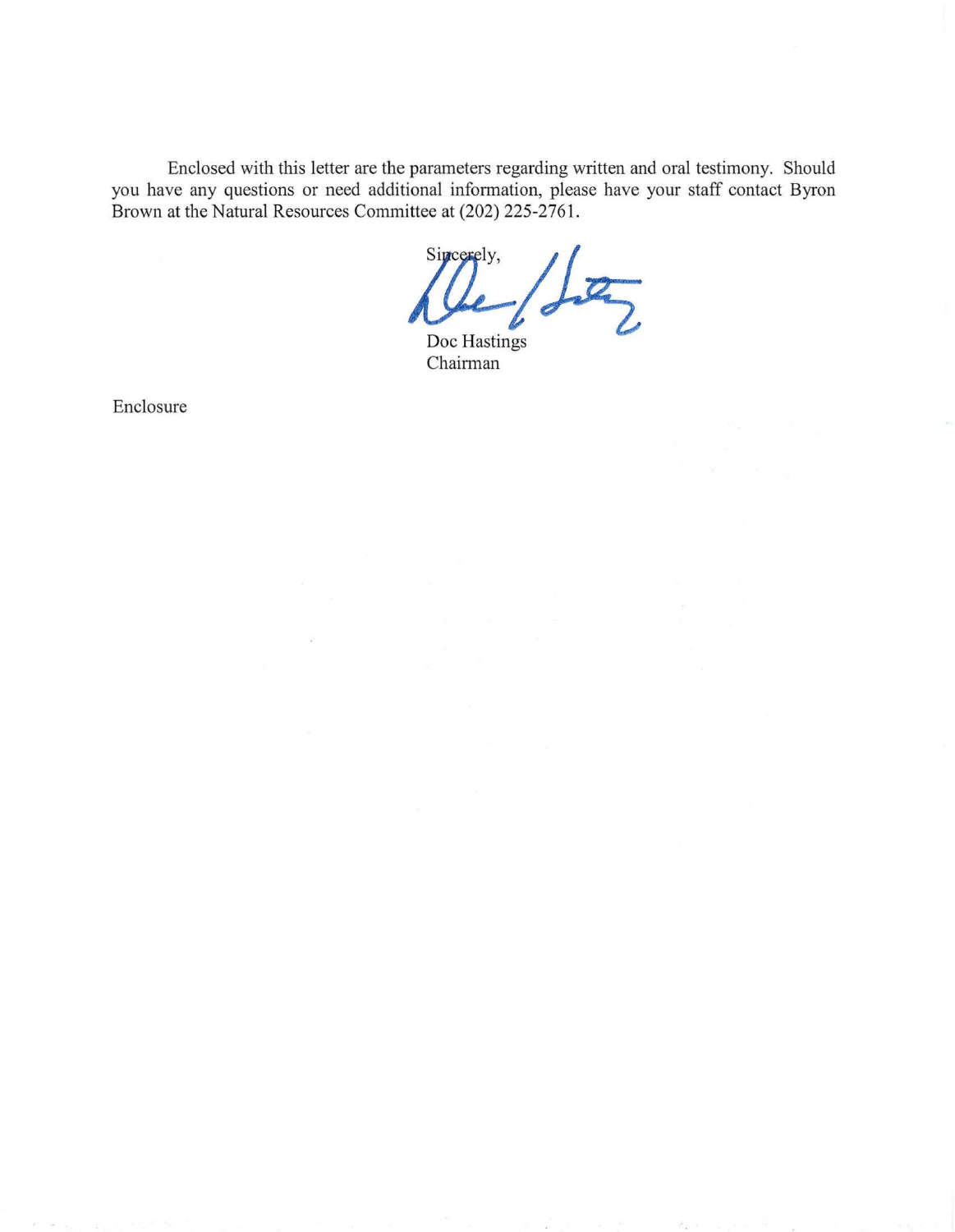Enclosed with this letter are the parameters regarding written and oral testimony. Should you have any questions or need additional information, please have your staff contact Byron Brown at the Natural Resources Committee at (202) 225-2761.

Sincerely,

Doc Hastings
Chairman

Enclosure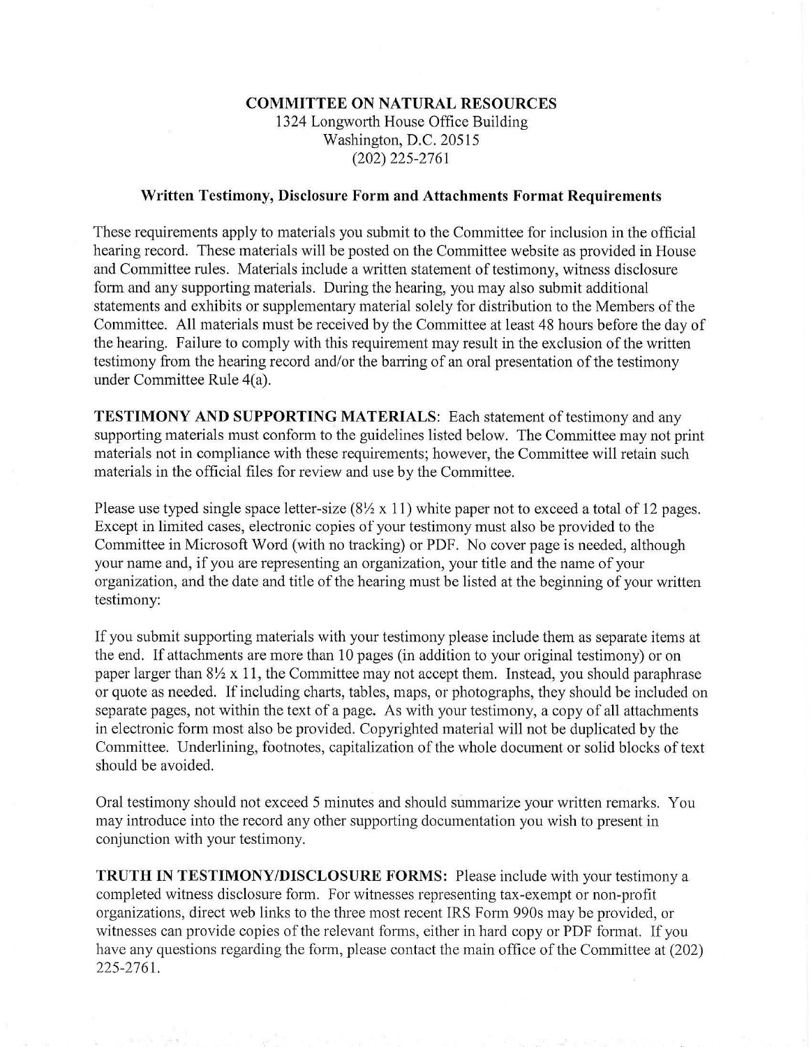**COMMITTEE ON NATURAL RESOURCES**
1324 Longworth House Office Building
Washington, D.C. 20515
(202) 225-2761

**Written Testimony, Disclosure Form and Attachments Format Requirements**

These requirements apply to materials you submit to the Committee for inclusion in the official hearing record. These materials will be posted on the Committee website as provided in House and Committee rules. Materials include a written statement of testimony, witness disclosure form and any supporting materials. During the hearing, you may also submit additional statements and exhibits or supplementary material solely for distribution to the Members of the Committee. All materials must be received by the Committee at least 48 hours before the day of the hearing. Failure to comply with this requirement may result in the exclusion of the written testimony from the hearing record and/or the barring of an oral presentation of the testimony under Committee Rule 4(a).

**TESTIMONY AND SUPPORTING MATERIALS:** Each statement of testimony and any supporting materials must conform to the guidelines listed below. The Committee may not print materials not in compliance with these requirements; however, the Committee will retain such materials in the official files for review and use by the Committee.

Please use typed single space letter-size (8½ x 11) white paper not to exceed a total of 12 pages. Except in limited cases, electronic copies of your testimony must also be provided to the Committee in Microsoft Word (with no tracking) or PDF. No cover page is needed, although your name and, if you are representing an organization, your title and the name of your organization, and the date and title of the hearing must be listed at the beginning of your written testimony:

If you submit supporting materials with your testimony please include them as separate items at the end. If attachments are more than 10 pages (in addition to your original testimony) or on paper larger than 8½ x 11, the Committee may not accept them. Instead, you should paraphrase or quote as needed. If including charts, tables, maps, or photographs, they should be included on separate pages, not within the text of a page. As with your testimony, a copy of all attachments in electronic form most also be provided. Copyrighted material will not be duplicated by the Committee. Underlining, footnotes, capitalization of the whole document or solid blocks of text should be avoided.

Oral testimony should not exceed 5 minutes and should summarize your written remarks. You may introduce into the record any other supporting documentation you wish to present in conjunction with your testimony.

**TRUTH IN TESTIMONY/DISCLOSURE FORMS:** Please include with your testimony a completed witness disclosure form. For witnesses representing tax-exempt or non-profit organizations, direct web links to the three most recent IRS Form 990s may be provided, or witnesses can provide copies of the relevant forms, either in hard copy or PDF format. If you have any questions regarding the form, please contact the main office of the Committee at (202) 225-2761.